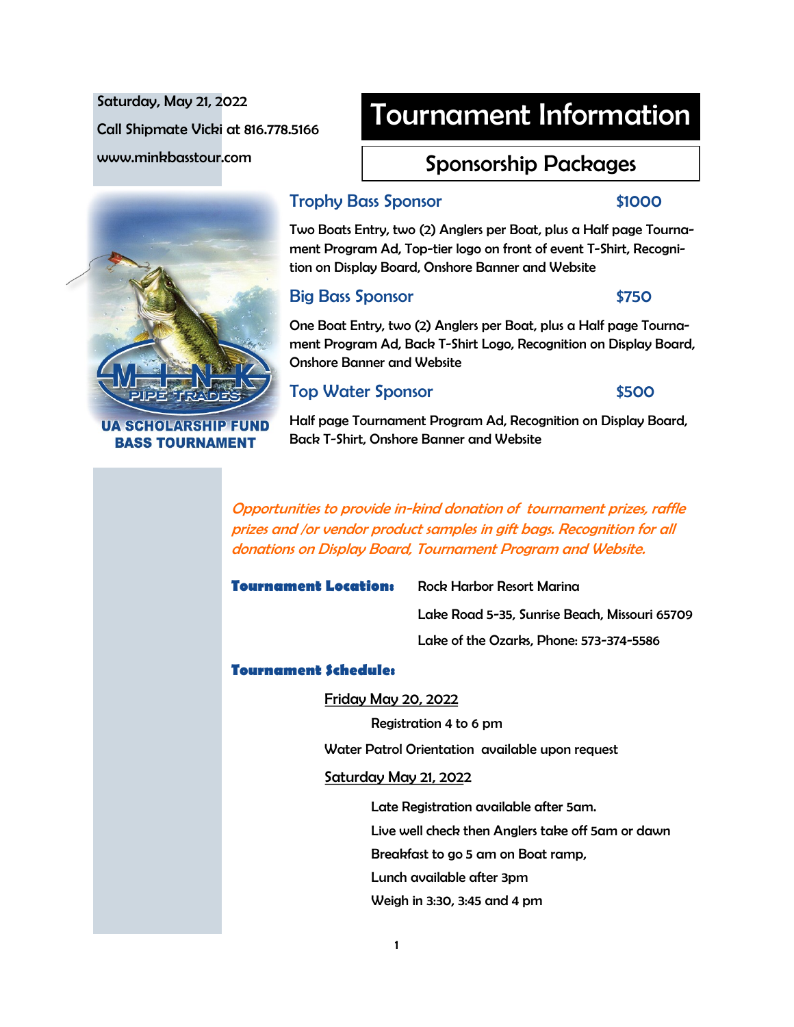Saturday, May 21, 2022

Call Shipmate Vicki at 816.778.5166

www.minkbasstour.com

# Tournament Information

## Sponsorship Packages

MINK PIPE TRADES

UA SCHOLARSHIP FUND BASS TOURNAMENT

### Trophy Bass Sponsor — $1000

Two Boats Entry, two (2) Anglers per Boat, plus a Half page Tournament Program Ad, Top-tier logo on front of event T-Shirt, Recognition on Display Board, Onshore Banner and Website

### Big Bass Sponsor — $750

One Boat Entry, two (2) Anglers per Boat, plus a Half page Tournament Program Ad, Back T-Shirt Logo, Recognition on Display Board, Onshore Banner and Website

### Top Water Sponsor — $500

Half page Tournament Program Ad, Recognition on Display Board, Back T-Shirt, Onshore Banner and Website

*Opportunities to provide in-kind donation of tournament prizes, raffle prizes and /or vendor product samples in gift bags. Recognition for all donations on Display Board, Tournament Program and Website.*

**Tournament Location:** Rock Harbor Resort Marina

Lake Road 5-35, Sunrise Beach, Missouri 65709

Lake of the Ozarks, Phone: 573-374-5586

**Tournament Schedule:**

Friday May 20, 2022

Registration 4 to 6 pm

Water Patrol Orientation available upon request

Saturday May 21, 2022

Late Registration available after 5am.

Live well check then Anglers take off 5am or dawn

Breakfast to go 5 am on Boat ramp,

Lunch available after 3pm

Weigh in 3:30, 3:45 and 4 pm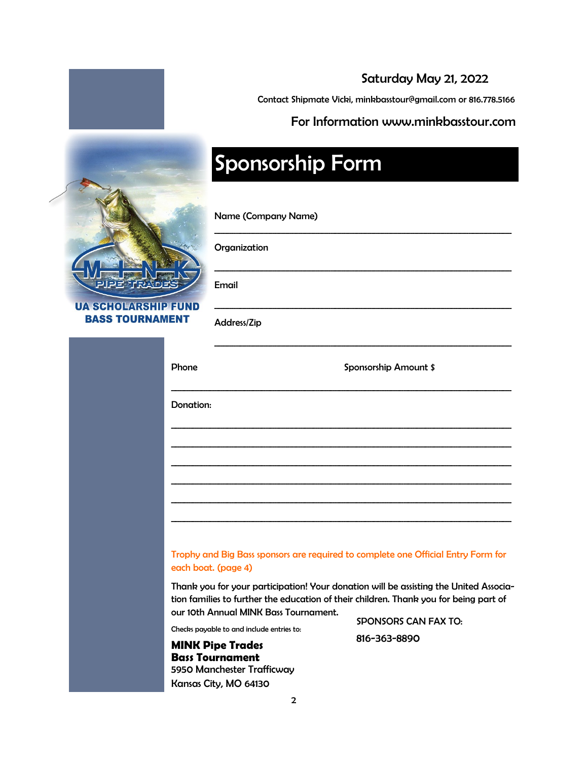Saturday May 21, 2022

Contact Shipmate Vicki, minkbasstour@gmail.com or 816.778.5166

For Information www.minkbasstour.com

MINK PIPE TRADES

UA SCHOLARSHIP FUND BASS TOURNAMENT

# Sponsorship Form

Name (Company Name)

\_\_\_\_\_\_\_\_\_\_\_\_\_\_\_\_\_\_\_\_\_\_\_\_\_\_\_\_\_\_\_\_\_\_\_\_\_\_\_\_\_\_\_\_\_\_\_\_

Organization

\_\_\_\_\_\_\_\_\_\_\_\_\_\_\_\_\_\_\_\_\_\_\_\_\_\_\_\_\_\_\_\_\_\_\_\_\_\_\_\_\_\_\_\_\_\_\_\_

Email

\_\_\_\_\_\_\_\_\_\_\_\_\_\_\_\_\_\_\_\_\_\_\_\_\_\_\_\_\_\_\_\_\_\_\_\_\_\_\_\_\_\_\_\_\_\_\_\_

Address/Zip

\_\_\_\_\_\_\_\_\_\_\_\_\_\_\_\_\_\_\_\_\_\_\_\_\_\_\_\_\_\_\_\_\_\_\_\_\_\_\_\_\_\_\_\_\_\_\_\_

Phone Sponsorship Amount $

\_\_\_\_\_\_\_\_\_\_\_\_\_\_\_\_\_\_\_\_\_\_\_\_\_\_\_\_\_\_\_\_\_\_\_\_\_\_\_\_\_\_\_\_\_\_\_\_

Donation:

\_\_\_\_\_\_\_\_\_\_\_\_\_\_\_\_\_\_\_\_\_\_\_\_\_\_\_\_\_\_\_\_\_\_\_\_\_\_\_\_\_\_\_\_\_\_\_\_

\_\_\_\_\_\_\_\_\_\_\_\_\_\_\_\_\_\_\_\_\_\_\_\_\_\_\_\_\_\_\_\_\_\_\_\_\_\_\_\_\_\_\_\_\_\_\_\_

\_\_\_\_\_\_\_\_\_\_\_\_\_\_\_\_\_\_\_\_\_\_\_\_\_\_\_\_\_\_\_\_\_\_\_\_\_\_\_\_\_\_\_\_\_\_\_\_

\_\_\_\_\_\_\_\_\_\_\_\_\_\_\_\_\_\_\_\_\_\_\_\_\_\_\_\_\_\_\_\_\_\_\_\_\_\_\_\_\_\_\_\_\_\_\_\_

\_\_\_\_\_\_\_\_\_\_\_\_\_\_\_\_\_\_\_\_\_\_\_\_\_\_\_\_\_\_\_\_\_\_\_\_\_\_\_\_\_\_\_\_\_\_\_\_

\_\_\_\_\_\_\_\_\_\_\_\_\_\_\_\_\_\_\_\_\_\_\_\_\_\_\_\_\_\_\_\_\_\_\_\_\_\_\_\_\_\_\_\_\_\_\_\_

Trophy and Big Bass sponsors are required to complete one Official Entry Form for each boat. (page 4)

Thank you for your participation! Your donation will be assisting the United Association families to further the education of their children. Thank you for being part of our 10th Annual MINK Bass Tournament.

Checks payable to and include entries to:

**MINK Pipe Trades**
**Bass Tournament**
5950 Manchester Trafficway
Kansas City, MO 64130

SPONSORS CAN FAX TO:

816-363-8890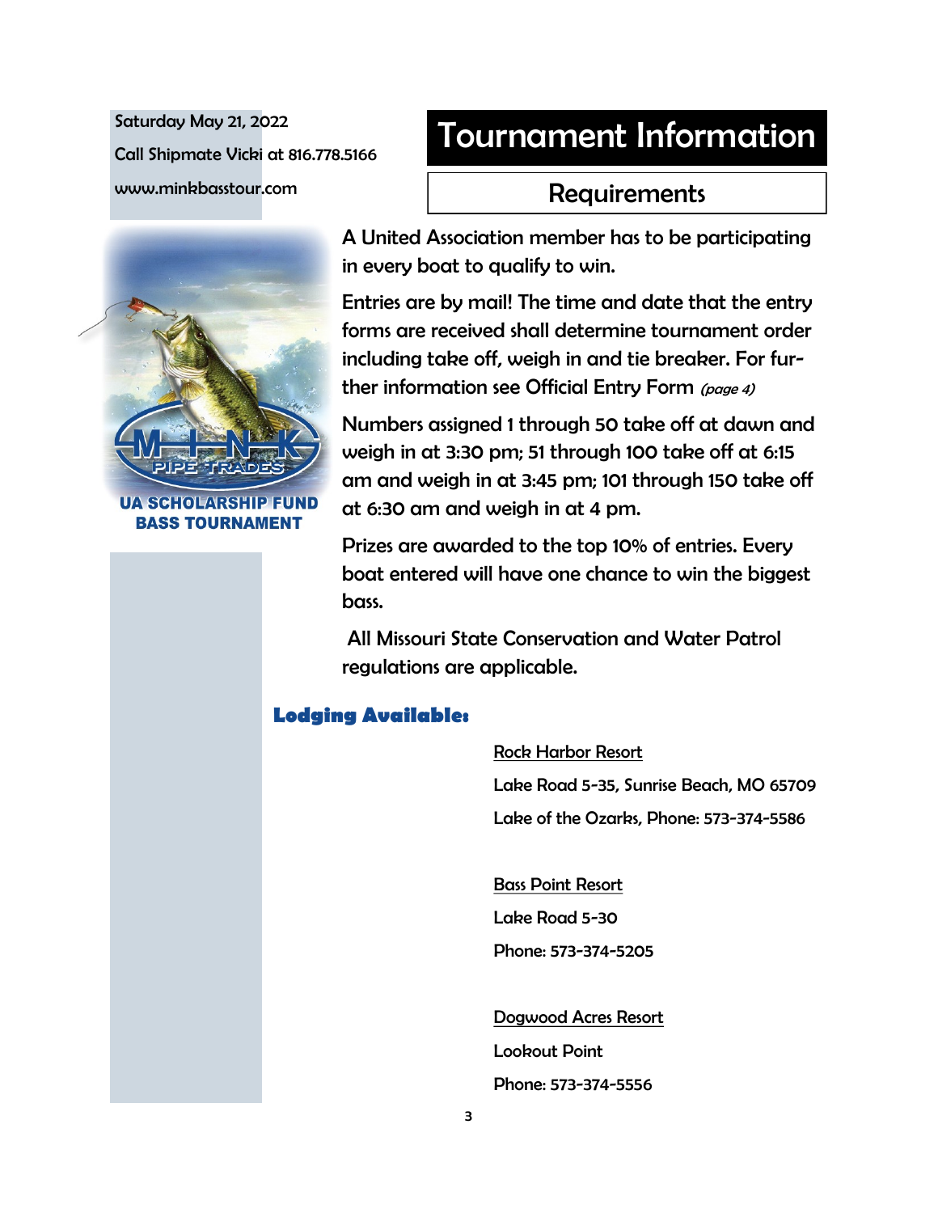Saturday May 21, 2022

Call Shipmate Vicki at 816.778.5166

www.minkbasstour.com

UA SCHOLARSHIP FUND BASS TOURNAMENT

# Tournament Information

## Requirements

A United Association member has to be participating in every boat to qualify to win.

Entries are by mail! The time and date that the entry forms are received shall determine tournament order including take off, weigh in and tie breaker. For further information see Official Entry Form *(page 4)*

Numbers assigned 1 through 50 take off at dawn and weigh in at 3:30 pm; 51 through 100 take off at 6:15 am and weigh in at 3:45 pm; 101 through 150 take off at 6:30 am and weigh in at 4 pm.

Prizes are awarded to the top 10% of entries. Every boat entered will have one chance to win the biggest bass.

All Missouri State Conservation and Water Patrol regulations are applicable.

### Lodging Available:

Rock Harbor Resort
Lake Road 5-35, Sunrise Beach, MO 65709
Lake of the Ozarks, Phone: 573-374-5586

Bass Point Resort
Lake Road 5-30
Phone: 573-374-5205

Dogwood Acres Resort
Lookout Point
Phone: 573-374-5556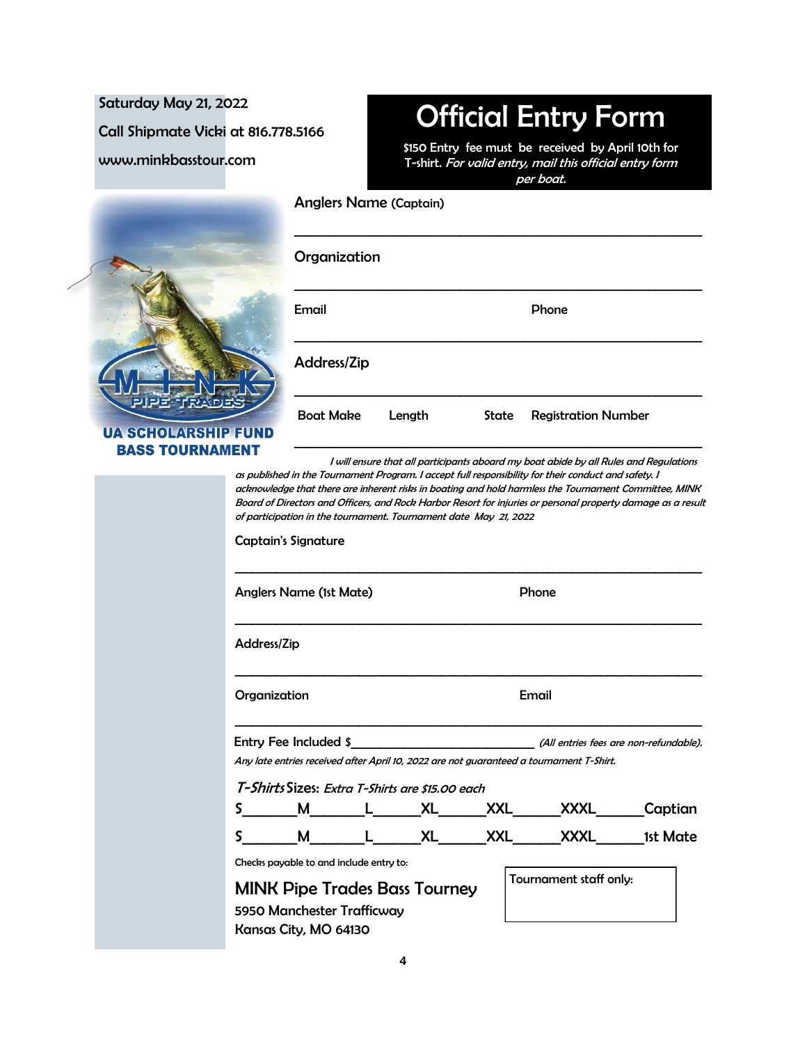Saturday May 21, 2022

Call Shipmate Vicki at 816.778.5166

www.minkbasstour.com

# Official Entry Form

$150 Entry fee must be received by April 10th for T-shirt. *For valid entry, mail this official entry form per boat.*

UA SCHOLARSHIP FUND BASS TOURNAMENT

Anglers Name (Captain)

___________________________________________________________

Organization

___________________________________________________________

Email                                        Phone

___________________________________________________________

Address/Zip

___________________________________________________________

Boat Make        Length        State        Registration Number

___________________________________________________________

*I will ensure that all participants aboard my boat abide by all Rules and Regulations as published in the Tournament Program. I accept full responsibility for their conduct and safety. I acknowledge that there are inherent risks in boating and hold harmless the Tournament Committee, MINK Board of Directors and Officers, and Rock Harbor Resort for injuries or personal property damage as a result of participation in the tournament. Tournament date May 21, 2022*

Captain's Signature

___________________________________________________________

Anglers Name (1st Mate)                                        Phone

___________________________________________________________

Address/Zip

___________________________________________________________

Organization                                        Email

___________________________________________________________

Entry Fee Included $__________________________ *(All entries fees are non-refundable).*

*Any late entries received after April 10, 2022 are not guaranteed a tournament T-Shirt.*

***T-Shirts*** **Sizes:** *Extra T-Shirts are $15.00 each*

S_______M_______L______XL______XXL______XXXL______Captian

S_______M_______L______XL______XXL______XXXL______1st Mate

Checks payable to and include entry to:

**MINK Pipe Trades Bass Tourney**
5950 Manchester Trafficway
Kansas City, MO 64130

Tournament staff only: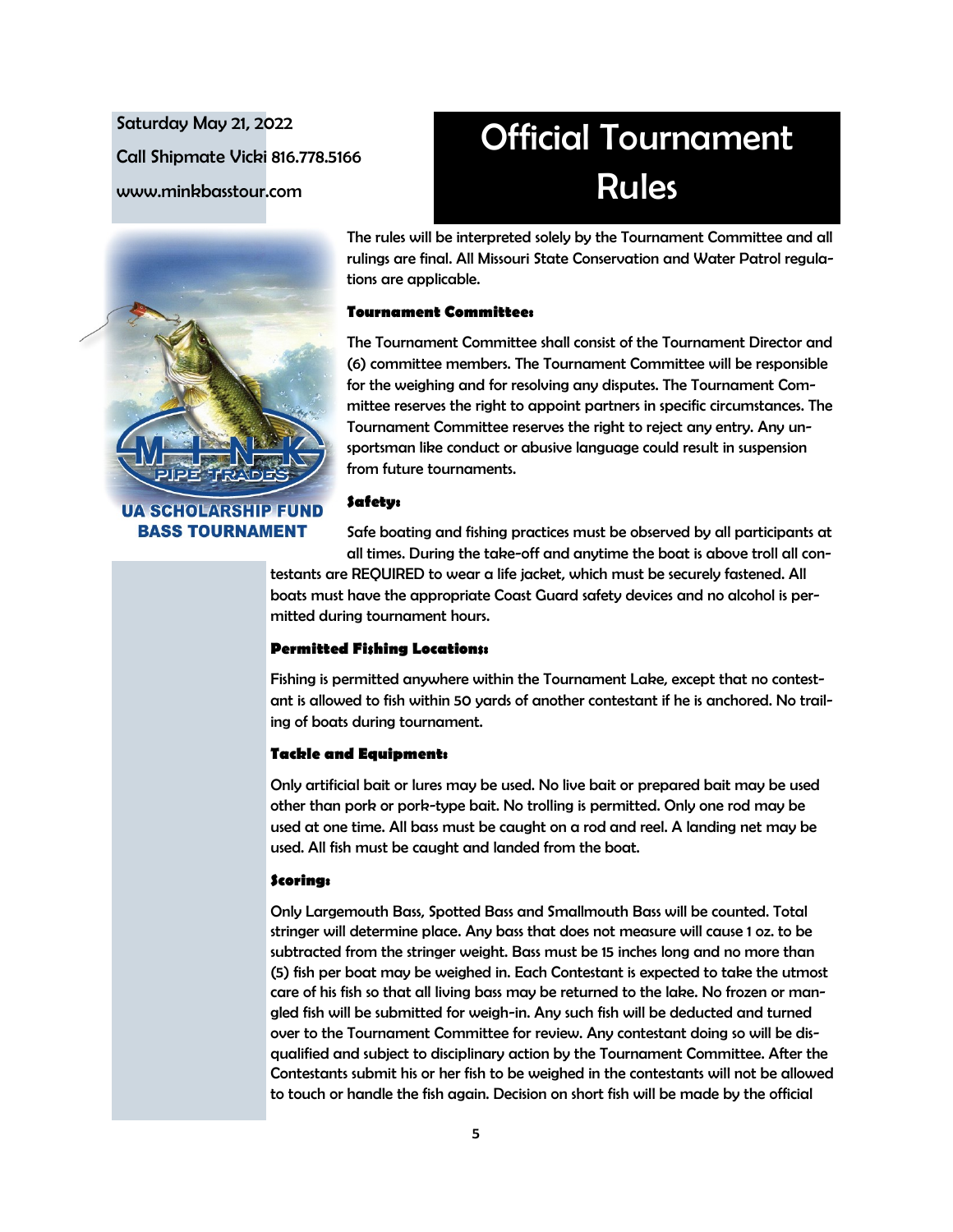Saturday May 21, 2022

Call Shipmate Vicki 816.778.5166

www.minkbasstour.com

# Official Tournament Rules

UA SCHOLARSHIP FUND BASS TOURNAMENT

The rules will be interpreted solely by the Tournament Committee and all rulings are final. All Missouri State Conservation and Water Patrol regulations are applicable.

**Tournament Committee:**

The Tournament Committee shall consist of the Tournament Director and (6) committee members. The Tournament Committee will be responsible for the weighing and for resolving any disputes. The Tournament Committee reserves the right to appoint partners in specific circumstances. The Tournament Committee reserves the right to reject any entry. Any unsportsman like conduct or abusive language could result in suspension from future tournaments.

**Safety:**

Safe boating and fishing practices must be observed by all participants at all times. During the take-off and anytime the boat is above troll all contestants are REQUIRED to wear a life jacket, which must be securely fastened. All boats must have the appropriate Coast Guard safety devices and no alcohol is permitted during tournament hours.

**Permitted Fishing Locations:**

Fishing is permitted anywhere within the Tournament Lake, except that no contestant is allowed to fish within 50 yards of another contestant if he is anchored. No trailing of boats during tournament.

**Tackle and Equipment:**

Only artificial bait or lures may be used. No live bait or prepared bait may be used other than pork or pork-type bait. No trolling is permitted. Only one rod may be used at one time. All bass must be caught on a rod and reel. A landing net may be used. All fish must be caught and landed from the boat.

**Scoring:**

Only Largemouth Bass, Spotted Bass and Smallmouth Bass will be counted. Total stringer will determine place. Any bass that does not measure will cause 1 oz. to be subtracted from the stringer weight. Bass must be 15 inches long and no more than (5) fish per boat may be weighed in. Each Contestant is expected to take the utmost care of his fish so that all living bass may be returned to the lake. No frozen or mangled fish will be submitted for weigh-in. Any such fish will be deducted and turned over to the Tournament Committee for review. Any contestant doing so will be disqualified and subject to disciplinary action by the Tournament Committee. After the Contestants submit his or her fish to be weighed in the contestants will not be allowed to touch or handle the fish again. Decision on short fish will be made by the official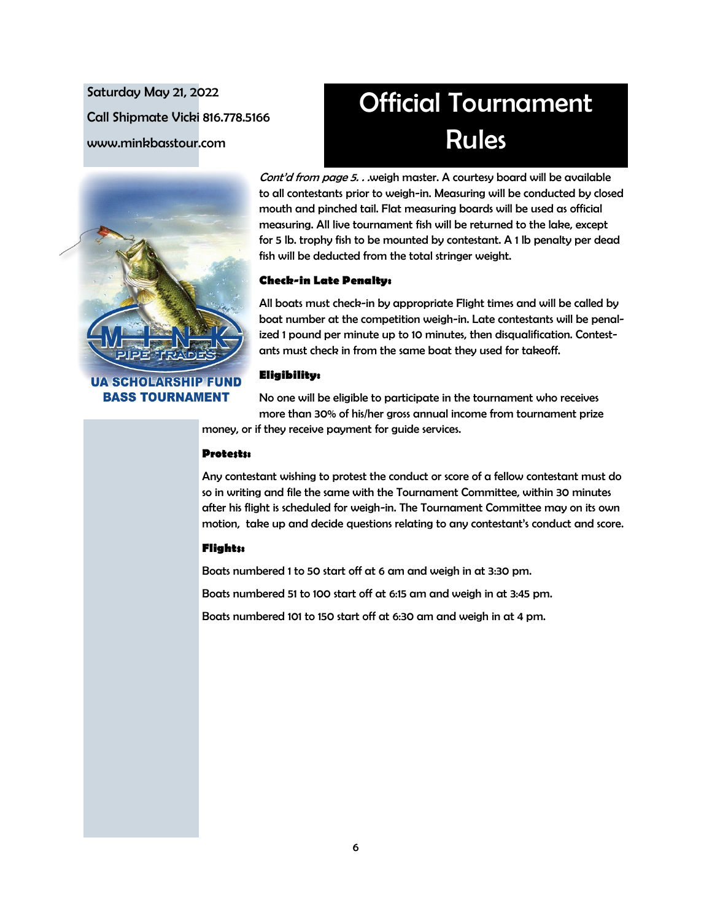Saturday May 21, 2022

Call Shipmate Vicki 816.778.5166

www.minkbasstour.com

# Official Tournament Rules

UA SCHOLARSHIP FUND BASS TOURNAMENT

*Cont'd from page 5. .* .weigh master. A courtesy board will be available to all contestants prior to weigh-in. Measuring will be conducted by closed mouth and pinched tail. Flat measuring boards will be used as official measuring. All live tournament fish will be returned to the lake, except for 5 lb. trophy fish to be mounted by contestant. A 1 lb penalty per dead fish will be deducted from the total stringer weight.

**Check-in Late Penalty:**

All boats must check-in by appropriate Flight times and will be called by boat number at the competition weigh-in. Late contestants will be penalized 1 pound per minute up to 10 minutes, then disqualification. Contestants must check in from the same boat they used for takeoff.

**Eligibility:**

No one will be eligible to participate in the tournament who receives more than 30% of his/her gross annual income from tournament prize money, or if they receive payment for guide services.

**Protests:**

Any contestant wishing to protest the conduct or score of a fellow contestant must do so in writing and file the same with the Tournament Committee, within 30 minutes after his flight is scheduled for weigh-in. The Tournament Committee may on its own motion, take up and decide questions relating to any contestant's conduct and score.

**Flights:**

Boats numbered 1 to 50 start off at 6 am and weigh in at 3:30 pm.

Boats numbered 51 to 100 start off at 6:15 am and weigh in at 3:45 pm.

Boats numbered 101 to 150 start off at 6:30 am and weigh in at 4 pm.